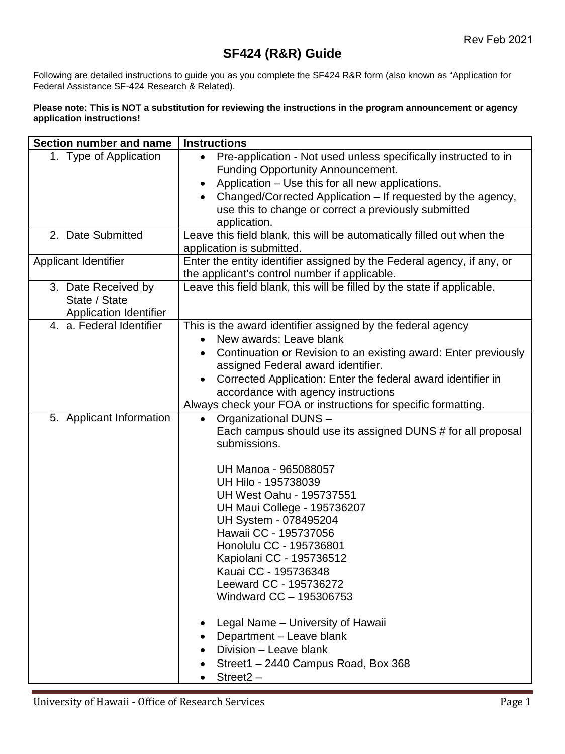Rev Feb 2021

# SF424 (R&R) Guide

Following are detailed instructions to guide you as you complete the SF424 R&R form (also known as "Application for Federal Assistance SF-424 Research & Related).

**Please note: This is NOT a substitution for reviewing the instructions in the program announcement or agency application instructions!**

| Section number and name | Instructions |
|---|---|
| 1. Type of Application | • Pre-application - Not used unless specifically instructed to in Funding Opportunity Announcement.<br>• Application – Use this for all new applications.<br>• Changed/Corrected Application – If requested by the agency, use this to change or correct a previously submitted application. |
| 2. Date Submitted | Leave this field blank, this will be automatically filled out when the application is submitted. |
| Applicant Identifier | Enter the entity identifier assigned by the Federal agency, if any, or the applicant's control number if applicable. |
| 3. Date Received by State / State Application Identifier | Leave this field blank, this will be filled by the state if applicable. |
| 4. a. Federal Identifier | This is the award identifier assigned by the federal agency<br>• New awards: Leave blank<br>• Continuation or Revision to an existing award: Enter previously assigned Federal award identifier.<br>• Corrected Application: Enter the federal award identifier in accordance with agency instructions<br>Always check your FOA or instructions for specific formatting. |
| 5. Applicant Information | • Organizational DUNS –<br>Each campus should use its assigned DUNS # for all proposal submissions.<br><br>UH Manoa - 965088057<br>UH Hilo - 195738039<br>UH West Oahu - 195737551<br>UH Maui College - 195736207<br>UH System - 078495204<br>Hawaii CC - 195737056<br>Honolulu CC - 195736801<br>Kapiolani CC - 195736512<br>Kauai CC - 195736348<br>Leeward CC - 195736272<br>Windward CC – 195306753<br><br>• Legal Name – University of Hawaii<br>• Department – Leave blank<br>• Division – Leave blank<br>• Street1 – 2440 Campus Road, Box 368<br>• Street2 – |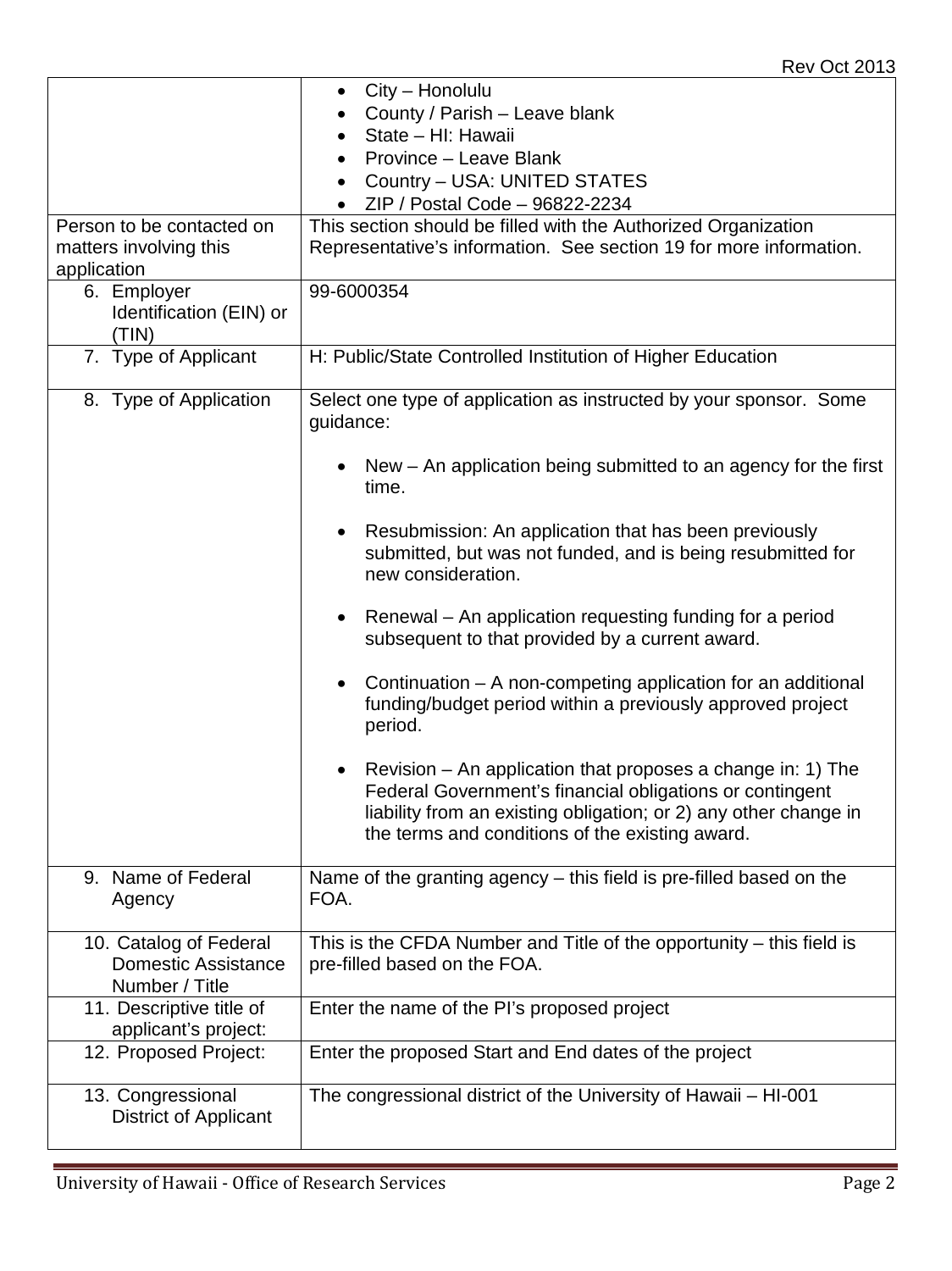| | |
|---|---|
| | • City – Honolulu<br>• County / Parish – Leave blank<br>• State – HI: Hawaii<br>• Province – Leave Blank<br>• Country – USA: UNITED STATES<br>• ZIP / Postal Code – 96822-2234 |
| Person to be contacted on matters involving this application | This section should be filled with the Authorized Organization Representative's information. See section 19 for more information. |
| 6. Employer Identification (EIN) or (TIN) | 99-6000354 |
| 7. Type of Applicant | H: Public/State Controlled Institution of Higher Education |
| 8. Type of Application | Select one type of application as instructed by your sponsor. Some guidance:<br><br>• New – An application being submitted to an agency for the first time.<br><br>• Resubmission: An application that has been previously submitted, but was not funded, and is being resubmitted for new consideration.<br><br>• Renewal – An application requesting funding for a period subsequent to that provided by a current award.<br><br>• Continuation – A non-competing application for an additional funding/budget period within a previously approved project period.<br><br>• Revision – An application that proposes a change in: 1) The Federal Government's financial obligations or contingent liability from an existing obligation; or 2) any other change in the terms and conditions of the existing award. |
| 9. Name of Federal Agency | Name of the granting agency – this field is pre-filled based on the FOA. |
| 10. Catalog of Federal Domestic Assistance Number / Title | This is the CFDA Number and Title of the opportunity – this field is pre-filled based on the FOA. |
| 11. Descriptive title of applicant's project: | Enter the name of the PI's proposed project |
| 12. Proposed Project: | Enter the proposed Start and End dates of the project |
| 13. Congressional District of Applicant | The congressional district of the University of Hawaii – HI-001 |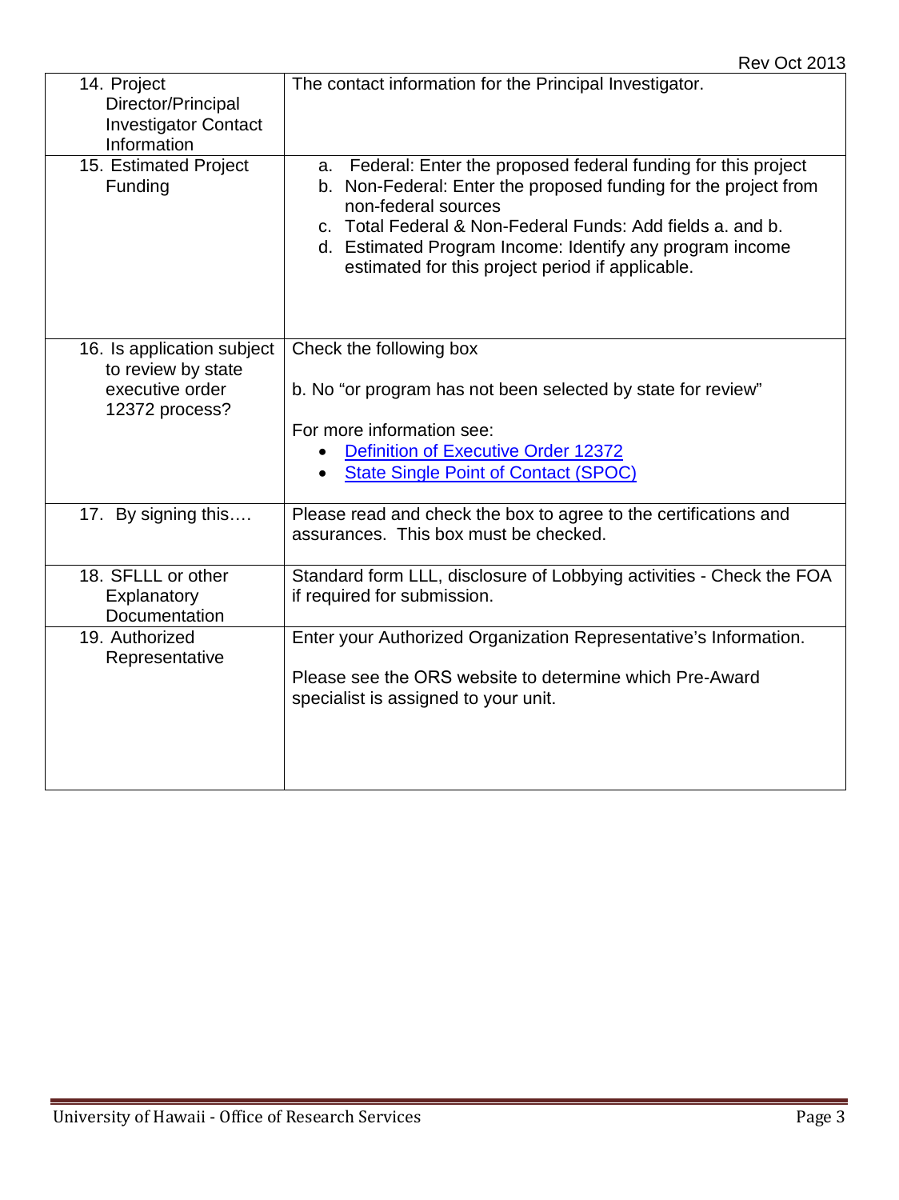| | |
|---|---|
| 14. Project Director/Principal Investigator Contact Information | The contact information for the Principal Investigator. |
| 15. Estimated Project Funding | a. Federal: Enter the proposed federal funding for this project<br>b. Non-Federal: Enter the proposed funding for the project from non-federal sources<br>c. Total Federal & Non-Federal Funds: Add fields a. and b.<br>d. Estimated Program Income: Identify any program income estimated for this project period if applicable. |
| 16. Is application subject to review by state executive order 12372 process? | Check the following box<br><br>b. No "or program has not been selected by state for review"<br><br>For more information see:<br>• Definition of Executive Order 12372<br>• State Single Point of Contact (SPOC) |
| 17. By signing this…. | Please read and check the box to agree to the certifications and assurances. This box must be checked. |
| 18. SFLLL or other Explanatory Documentation | Standard form LLL, disclosure of Lobbying activities - Check the FOA if required for submission. |
| 19. Authorized Representative | Enter your Authorized Organization Representative's Information.<br><br>Please see the ORS website to determine which Pre-Award specialist is assigned to your unit. |